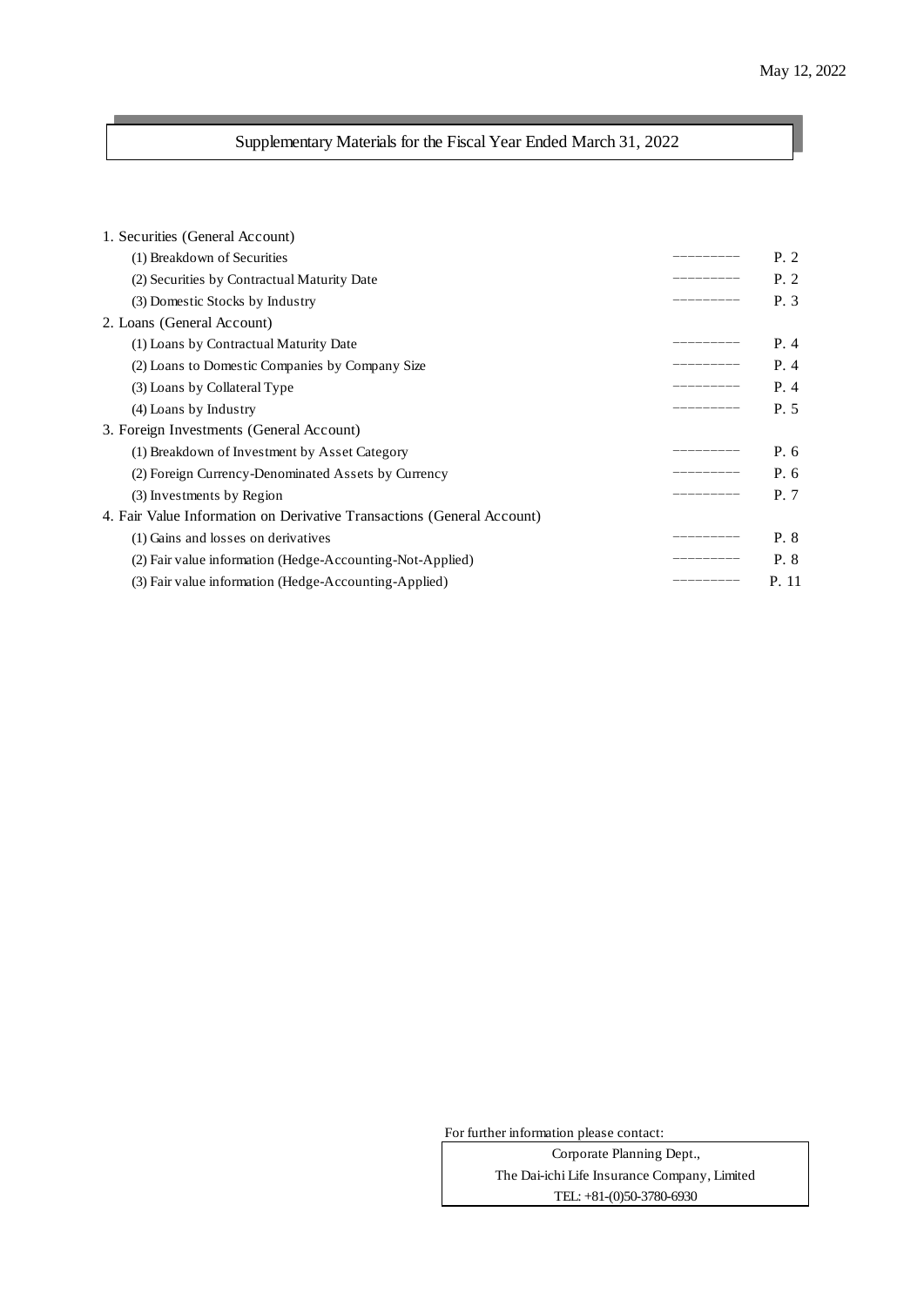May 12, 2022

# Supplementary Materials for the Fiscal Year Ended March 31, 2022

| | | |
|---|---|---|
| 1. Securities (General Account) | | |
| (1) Breakdown of Securities | --------- | P. 2 |
| (2) Securities by Contractual Maturity Date | --------- | P. 2 |
| (3) Domestic Stocks by Industry | --------- | P. 3 |
| 2. Loans (General Account) | | |
| (1) Loans by Contractual Maturity Date | --------- | P. 4 |
| (2) Loans to Domestic Companies by Company Size | --------- | P. 4 |
| (3) Loans by Collateral Type | --------- | P. 4 |
| (4) Loans by Industry | --------- | P. 5 |
| 3. Foreign Investments (General Account) | | |
| (1) Breakdown of Investment by Asset Category | --------- | P. 6 |
| (2) Foreign Currency-Denominated Assets by Currency | --------- | P. 6 |
| (3) Investments by Region | --------- | P. 7 |
| 4. Fair Value Information on Derivative Transactions (General Account) | | |
| (1) Gains and losses on derivatives | --------- | P. 8 |
| (2) Fair value information (Hedge-Accounting-Not-Applied) | --------- | P. 8 |
| (3) Fair value information (Hedge-Accounting-Applied) | --------- | P. 11 |

For further information please contact:

Corporate Planning Dept.,
The Dai-ichi Life Insurance Company, Limited
TEL: +81-(0)50-3780-6930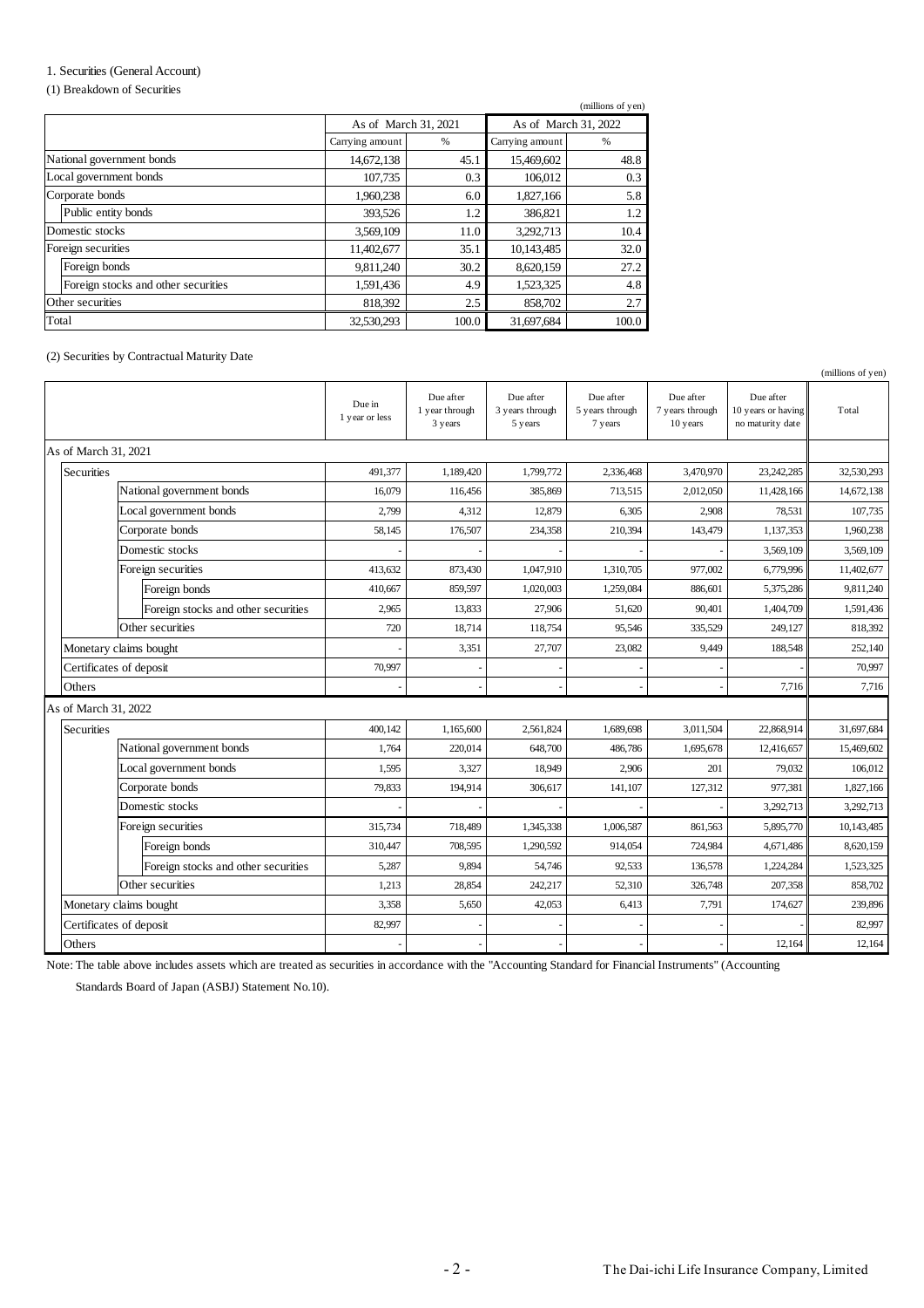## 1. Securities (General Account)

### (1) Breakdown of Securities

(millions of yen)

| | As of March 31, 2021 | | As of March 31, 2022 | |
|---|---|---|---|---|
| | Carrying amount | % | Carrying amount | % |
| National government bonds | 14,672,138 | 45.1 | 15,469,602 | 48.8 |
| Local government bonds | 107,735 | 0.3 | 106,012 | 0.3 |
| Corporate bonds | 1,960,238 | 6.0 | 1,827,166 | 5.8 |
| Public entity bonds | 393,526 | 1.2 | 386,821 | 1.2 |
| Domestic stocks | 3,569,109 | 11.0 | 3,292,713 | 10.4 |
| Foreign securities | 11,402,677 | 35.1 | 10,143,485 | 32.0 |
| Foreign bonds | 9,811,240 | 30.2 | 8,620,159 | 27.2 |
| Foreign stocks and other securities | 1,591,436 | 4.9 | 1,523,325 | 4.8 |
| Other securities | 818,392 | 2.5 | 858,702 | 2.7 |
| Total | 32,530,293 | 100.0 | 31,697,684 | 100.0 |

### (2) Securities by Contractual Maturity Date

(millions of yen)

| | Due in 1 year or less | Due after 1 year through 3 years | Due after 3 years through 5 years | Due after 5 years through 7 years | Due after 7 years through 10 years | Due after 10 years or having no maturity date | Total |
|---|---|---|---|---|---|---|---|
| **As of March 31, 2021** | | | | | | | |
| Securities | 491,377 | 1,189,420 | 1,799,772 | 2,336,468 | 3,470,970 | 23,242,285 | 32,530,293 |
| National government bonds | 16,079 | 116,456 | 385,869 | 713,515 | 2,012,050 | 11,428,166 | 14,672,138 |
| Local government bonds | 2,799 | 4,312 | 12,879 | 6,305 | 2,908 | 78,531 | 107,735 |
| Corporate bonds | 58,145 | 176,507 | 234,358 | 210,394 | 143,479 | 1,137,353 | 1,960,238 |
| Domestic stocks | - | - | - | - | - | 3,569,109 | 3,569,109 |
| Foreign securities | 413,632 | 873,430 | 1,047,910 | 1,310,705 | 977,002 | 6,779,996 | 11,402,677 |
| Foreign bonds | 410,667 | 859,597 | 1,020,003 | 1,259,084 | 886,601 | 5,375,286 | 9,811,240 |
| Foreign stocks and other securities | 2,965 | 13,833 | 27,906 | 51,620 | 90,401 | 1,404,709 | 1,591,436 |
| Other securities | 720 | 18,714 | 118,754 | 95,546 | 335,529 | 249,127 | 818,392 |
| Monetary claims bought | - | 3,351 | 27,707 | 23,082 | 9,449 | 188,548 | 252,140 |
| Certificates of deposit | 70,997 | - | - | - | - | - | 70,997 |
| Others | - | - | - | - | - | 7,716 | 7,716 |
| **As of March 31, 2022** | | | | | | | |
| Securities | 400,142 | 1,165,600 | 2,561,824 | 1,689,698 | 3,011,504 | 22,868,914 | 31,697,684 |
| National government bonds | 1,764 | 220,014 | 648,700 | 486,786 | 1,695,678 | 12,416,657 | 15,469,602 |
| Local government bonds | 1,595 | 3,327 | 18,949 | 2,906 | 201 | 79,032 | 106,012 |
| Corporate bonds | 79,833 | 194,914 | 306,617 | 141,107 | 127,312 | 977,381 | 1,827,166 |
| Domestic stocks | - | - | - | - | - | 3,292,713 | 3,292,713 |
| Foreign securities | 315,734 | 718,489 | 1,345,338 | 1,006,587 | 861,563 | 5,895,770 | 10,143,485 |
| Foreign bonds | 310,447 | 708,595 | 1,290,592 | 914,054 | 724,984 | 4,671,486 | 8,620,159 |
| Foreign stocks and other securities | 5,287 | 9,894 | 54,746 | 92,533 | 136,578 | 1,224,284 | 1,523,325 |
| Other securities | 1,213 | 28,854 | 242,217 | 52,310 | 326,748 | 207,358 | 858,702 |
| Monetary claims bought | 3,358 | 5,650 | 42,053 | 6,413 | 7,791 | 174,627 | 239,896 |
| Certificates of deposit | 82,997 | - | - | - | - | - | 82,997 |
| Others | - | - | - | - | - | 12,164 | 12,164 |

Note: The table above includes assets which are treated as securities in accordance with the "Accounting Standard for Financial Instruments" (Accounting Standards Board of Japan (ASBJ) Statement No.10).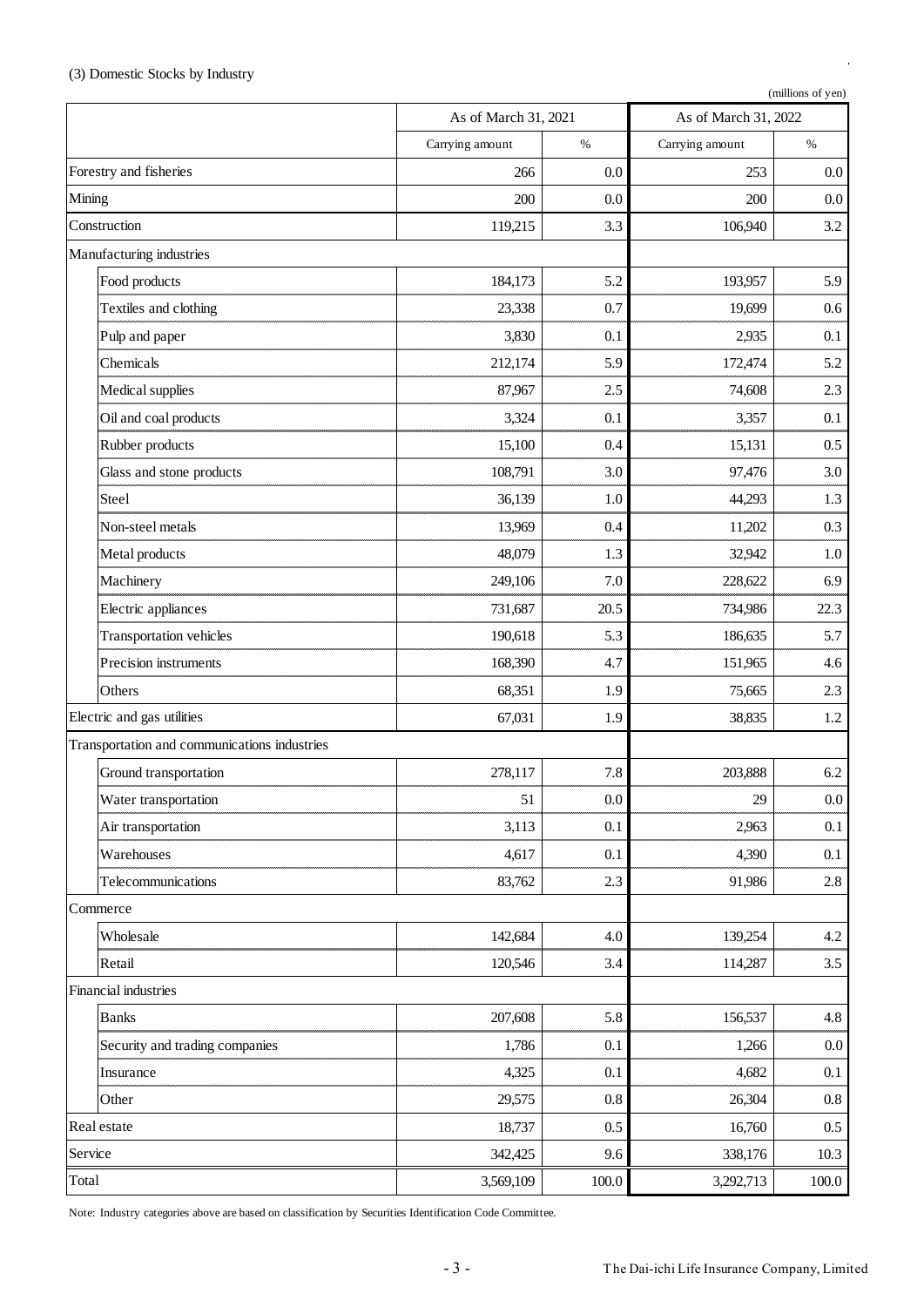### (3) Domestic Stocks by Industry

(millions of yen)

| | As of March 31, 2021 | | As of March 31, 2022 | |
|---|---|---|---|---|
| | Carrying amount | % | Carrying amount | % |
| Forestry and fisheries | 266 | 0.0 | 253 | 0.0 |
| Mining | 200 | 0.0 | 200 | 0.0 |
| Construction | 119,215 | 3.3 | 106,940 | 3.2 |
| Manufacturing industries | | | | |
| Food products | 184,173 | 5.2 | 193,957 | 5.9 |
| Textiles and clothing | 23,338 | 0.7 | 19,699 | 0.6 |
| Pulp and paper | 3,830 | 0.1 | 2,935 | 0.1 |
| Chemicals | 212,174 | 5.9 | 172,474 | 5.2 |
| Medical supplies | 87,967 | 2.5 | 74,608 | 2.3 |
| Oil and coal products | 3,324 | 0.1 | 3,357 | 0.1 |
| Rubber products | 15,100 | 0.4 | 15,131 | 0.5 |
| Glass and stone products | 108,791 | 3.0 | 97,476 | 3.0 |
| Steel | 36,139 | 1.0 | 44,293 | 1.3 |
| Non-steel metals | 13,969 | 0.4 | 11,202 | 0.3 |
| Metal products | 48,079 | 1.3 | 32,942 | 1.0 |
| Machinery | 249,106 | 7.0 | 228,622 | 6.9 |
| Electric appliances | 731,687 | 20.5 | 734,986 | 22.3 |
| Transportation vehicles | 190,618 | 5.3 | 186,635 | 5.7 |
| Precision instruments | 168,390 | 4.7 | 151,965 | 4.6 |
| Others | 68,351 | 1.9 | 75,665 | 2.3 |
| Electric and gas utilities | 67,031 | 1.9 | 38,835 | 1.2 |
| Transportation and communications industries | | | | |
| Ground transportation | 278,117 | 7.8 | 203,888 | 6.2 |
| Water transportation | 51 | 0.0 | 29 | 0.0 |
| Air transportation | 3,113 | 0.1 | 2,963 | 0.1 |
| Warehouses | 4,617 | 0.1 | 4,390 | 0.1 |
| Telecommunications | 83,762 | 2.3 | 91,986 | 2.8 |
| Commerce | | | | |
| Wholesale | 142,684 | 4.0 | 139,254 | 4.2 |
| Retail | 120,546 | 3.4 | 114,287 | 3.5 |
| Financial industries | | | | |
| Banks | 207,608 | 5.8 | 156,537 | 4.8 |
| Security and trading companies | 1,786 | 0.1 | 1,266 | 0.0 |
| Insurance | 4,325 | 0.1 | 4,682 | 0.1 |
| Other | 29,575 | 0.8 | 26,304 | 0.8 |
| Real estate | 18,737 | 0.5 | 16,760 | 0.5 |
| Service | 342,425 | 9.6 | 338,176 | 10.3 |
| Total | 3,569,109 | 100.0 | 3,292,713 | 100.0 |

Note: Industry categories above are based on classification by Securities Identification Code Committee.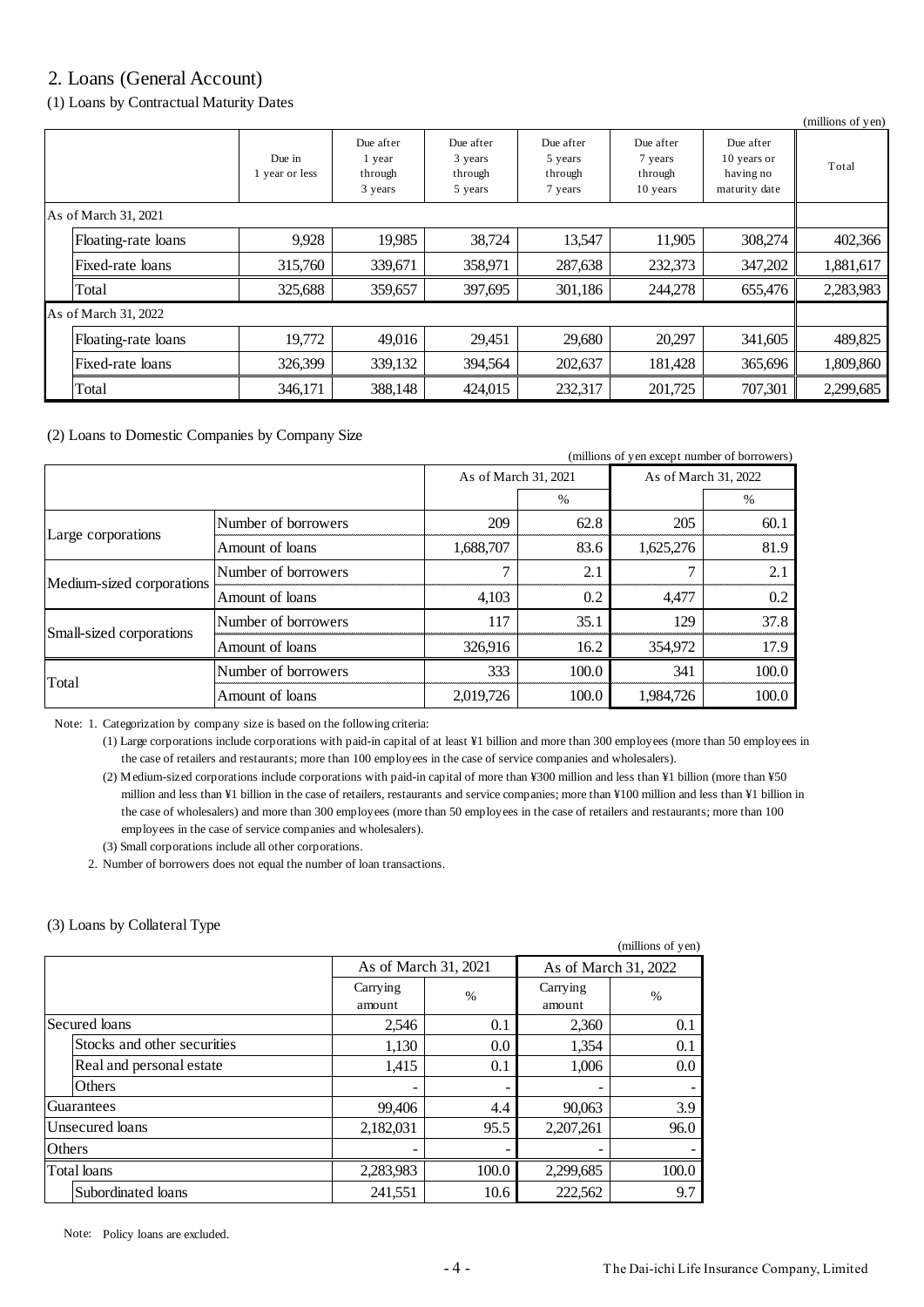## 2. Loans (General Account)

### (1) Loans by Contractual Maturity Dates

(millions of yen)

| | Due in 1 year or less | Due after 1 year through 3 years | Due after 3 years through 5 years | Due after 5 years through 7 years | Due after 7 years through 10 years | Due after 10 years or having no maturity date | Total |
|---|---|---|---|---|---|---|---|
| **As of March 31, 2021** | | | | | | | |
| Floating-rate loans | 9,928 | 19,985 | 38,724 | 13,547 | 11,905 | 308,274 | 402,366 |
| Fixed-rate loans | 315,760 | 339,671 | 358,971 | 287,638 | 232,373 | 347,202 | 1,881,617 |
| Total | 325,688 | 359,657 | 397,695 | 301,186 | 244,278 | 655,476 | 2,283,983 |
| **As of March 31, 2022** | | | | | | | |
| Floating-rate loans | 19,772 | 49,016 | 29,451 | 29,680 | 20,297 | 341,605 | 489,825 |
| Fixed-rate loans | 326,399 | 339,132 | 394,564 | 202,637 | 181,428 | 365,696 | 1,809,860 |
| Total | 346,171 | 388,148 | 424,015 | 232,317 | 201,725 | 707,301 | 2,299,685 |

### (2) Loans to Domestic Companies by Company Size

(millions of yen except number of borrowers)

| | | As of March 31, 2021 | | As of March 31, 2022 | |
|---|---|---|---|---|---|
| | | | % | | % |
| Large corporations | Number of borrowers | 209 | 62.8 | 205 | 60.1 |
| | Amount of loans | 1,688,707 | 83.6 | 1,625,276 | 81.9 |
| Medium-sized corporations | Number of borrowers | 7 | 2.1 | 7 | 2.1 |
| | Amount of loans | 4,103 | 0.2 | 4,477 | 0.2 |
| Small-sized corporations | Number of borrowers | 117 | 35.1 | 129 | 37.8 |
| | Amount of loans | 326,916 | 16.2 | 354,972 | 17.9 |
| Total | Number of borrowers | 333 | 100.0 | 341 | 100.0 |
| | Amount of loans | 2,019,726 | 100.0 | 1,984,726 | 100.0 |

Note: 1. Categorization by company size is based on the following criteria:

(1) Large corporations include corporations with paid-in capital of at least ¥1 billion and more than 300 employees (more than 50 employees in the case of retailers and restaurants; more than 100 employees in the case of service companies and wholesalers).

(2) Medium-sized corporations include corporations with paid-in capital of more than ¥300 million and less than ¥1 billion (more than ¥50 million and less than ¥1 billion in the case of retailers, restaurants and service companies; more than ¥100 million and less than ¥1 billion in the case of wholesalers) and more than 300 employees (more than 50 employees in the case of retailers and restaurants; more than 100 employees in the case of service companies and wholesalers).

(3) Small corporations include all other corporations.

2. Number of borrowers does not equal the number of loan transactions.

### (3) Loans by Collateral Type

(millions of yen)

| | As of March 31, 2021 | | As of March 31, 2022 | |
|---|---|---|---|---|
| | Carrying amount | % | Carrying amount | % |
| Secured loans | 2,546 | 0.1 | 2,360 | 0.1 |
| Stocks and other securities | 1,130 | 0.0 | 1,354 | 0.1 |
| Real and personal estate | 1,415 | 0.1 | 1,006 | 0.0 |
| Others | - | - | - | - |
| Guarantees | 99,406 | 4.4 | 90,063 | 3.9 |
| Unsecured loans | 2,182,031 | 95.5 | 2,207,261 | 96.0 |
| Others | - | - | - | - |
| Total loans | 2,283,983 | 100.0 | 2,299,685 | 100.0 |
| Subordinated loans | 241,551 | 10.6 | 222,562 | 9.7 |

Note: Policy loans are excluded.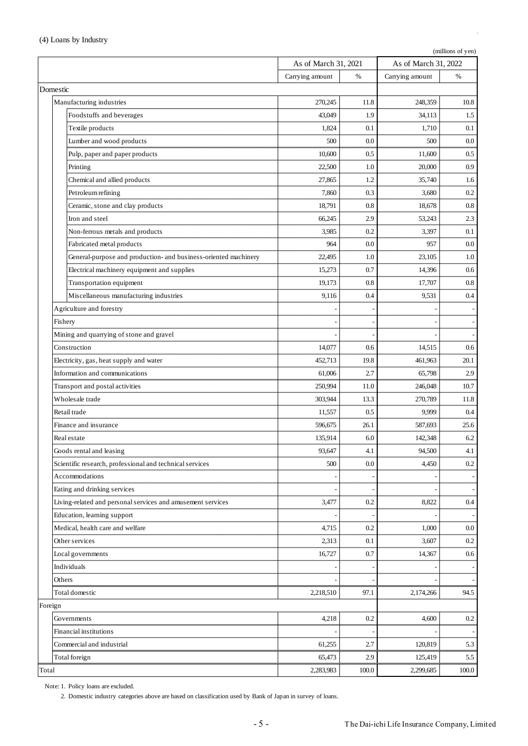### (4) Loans by Industry

(millions of yen)

| | As of March 31, 2021 | | As of March 31, 2022 | |
|---|---|---|---|---|
| | Carrying amount | % | Carrying amount | % |
| **Domestic** | | | | |
| Manufacturing industries | 270,245 | 11.8 | 248,359 | 10.8 |
| Foodstuffs and beverages | 43,049 | 1.9 | 34,113 | 1.5 |
| Textile products | 1,824 | 0.1 | 1,710 | 0.1 |
| Lumber and wood products | 500 | 0.0 | 500 | 0.0 |
| Pulp, paper and paper products | 10,600 | 0.5 | 11,600 | 0.5 |
| Printing | 22,500 | 1.0 | 20,000 | 0.9 |
| Chemical and allied products | 27,865 | 1.2 | 35,740 | 1.6 |
| Petroleum refining | 7,860 | 0.3 | 3,680 | 0.2 |
| Ceramic, stone and clay products | 18,791 | 0.8 | 18,678 | 0.8 |
| Iron and steel | 66,245 | 2.9 | 53,243 | 2.3 |
| Non-ferrous metals and products | 3,985 | 0.2 | 3,397 | 0.1 |
| Fabricated metal products | 964 | 0.0 | 957 | 0.0 |
| General-purpose and production- and business-oriented machinery | 22,495 | 1.0 | 23,105 | 1.0 |
| Electrical machinery equipment and supplies | 15,273 | 0.7 | 14,396 | 0.6 |
| Transportation equipment | 19,173 | 0.8 | 17,707 | 0.8 |
| Miscellaneous manufacturing industries | 9,116 | 0.4 | 9,531 | 0.4 |
| Agriculture and forestry | - | - | - | - |
| Fishery | - | - | - | - |
| Mining and quarrying of stone and gravel | - | - | - | - |
| Construction | 14,077 | 0.6 | 14,515 | 0.6 |
| Electricity, gas, heat supply and water | 452,713 | 19.8 | 461,963 | 20.1 |
| Information and communications | 61,006 | 2.7 | 65,798 | 2.9 |
| Transport and postal activities | 250,994 | 11.0 | 246,048 | 10.7 |
| Wholesale trade | 303,944 | 13.3 | 270,789 | 11.8 |
| Retail trade | 11,557 | 0.5 | 9,999 | 0.4 |
| Finance and insurance | 596,675 | 26.1 | 587,693 | 25.6 |
| Real estate | 135,914 | 6.0 | 142,348 | 6.2 |
| Goods rental and leasing | 93,647 | 4.1 | 94,500 | 4.1 |
| Scientific research, professional and technical services | 500 | 0.0 | 4,450 | 0.2 |
| Accommodations | - | - | - | - |
| Eating and drinking services | - | - | - | - |
| Living-related and personal services and amusement services | 3,477 | 0.2 | 8,822 | 0.4 |
| Education, learning support | - | - | - | - |
| Medical, health care and welfare | 4,715 | 0.2 | 1,000 | 0.0 |
| Other services | 2,313 | 0.1 | 3,607 | 0.2 |
| Local governments | 16,727 | 0.7 | 14,367 | 0.6 |
| Individuals | - | - | - | - |
| Others | - | - | - | - |
| Total domestic | 2,218,510 | 97.1 | 2,174,266 | 94.5 |
| **Foreign** | | | | |
| Governments | 4,218 | 0.2 | 4,600 | 0.2 |
| Financial institutions | - | - | - | - |
| Commercial and industrial | 61,255 | 2.7 | 120,819 | 5.3 |
| Total foreign | 65,473 | 2.9 | 125,419 | 5.5 |
| Total | 2,283,983 | 100.0 | 2,299,685 | 100.0 |

Note: 1. Policy loans are excluded.

2. Domestic industry categories above are based on classification used by Bank of Japan in survey of loans.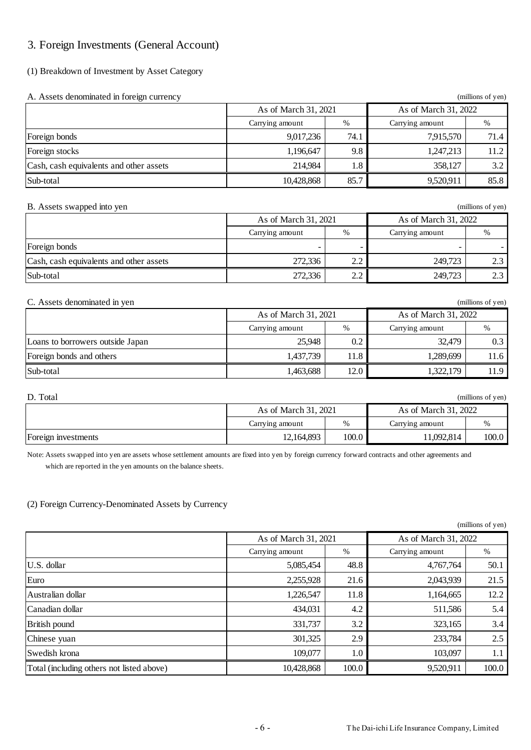# 3. Foreign Investments (General Account)

## (1) Breakdown of Investment by Asset Category

### A. Assets denominated in foreign currency

(millions of yen)

| | As of March 31, 2021 | | As of March 31, 2022 | |
|---|---|---|---|---|
| | Carrying amount | % | Carrying amount | % |
| Foreign bonds | 9,017,236 | 74.1 | 7,915,570 | 71.4 |
| Foreign stocks | 1,196,647 | 9.8 | 1,247,213 | 11.2 |
| Cash, cash equivalents and other assets | 214,984 | 1.8 | 358,127 | 3.2 |
| Sub-total | 10,428,868 | 85.7 | 9,520,911 | 85.8 |

### B. Assets swapped into yen

(millions of yen)

| | As of March 31, 2021 | | As of March 31, 2022 | |
|---|---|---|---|---|
| | Carrying amount | % | Carrying amount | % |
| Foreign bonds | - | - | - | - |
| Cash, cash equivalents and other assets | 272,336 | 2.2 | 249,723 | 2.3 |
| Sub-total | 272,336 | 2.2 | 249,723 | 2.3 |

### C. Assets denominated in yen

(millions of yen)

| | As of March 31, 2021 | | As of March 31, 2022 | |
|---|---|---|---|---|
| | Carrying amount | % | Carrying amount | % |
| Loans to borrowers outside Japan | 25,948 | 0.2 | 32,479 | 0.3 |
| Foreign bonds and others | 1,437,739 | 11.8 | 1,289,699 | 11.6 |
| Sub-total | 1,463,688 | 12.0 | 1,322,179 | 11.9 |

### D. Total

(millions of yen)

| | As of March 31, 2021 | | As of March 31, 2022 | |
|---|---|---|---|---|
| | Carrying amount | % | Carrying amount | % |
| Foreign investments | 12,164,893 | 100.0 | 11,092,814 | 100.0 |

Note: Assets swapped into yen are assets whose settlement amounts are fixed into yen by foreign currency forward contracts and other agreements and which are reported in the yen amounts on the balance sheets.

## (2) Foreign Currency-Denominated Assets by Currency

(millions of yen)

| | As of March 31, 2021 | | As of March 31, 2022 | |
|---|---|---|---|---|
| | Carrying amount | % | Carrying amount | % |
| U.S. dollar | 5,085,454 | 48.8 | 4,767,764 | 50.1 |
| Euro | 2,255,928 | 21.6 | 2,043,939 | 21.5 |
| Australian dollar | 1,226,547 | 11.8 | 1,164,665 | 12.2 |
| Canadian dollar | 434,031 | 4.2 | 511,586 | 5.4 |
| British pound | 331,737 | 3.2 | 323,165 | 3.4 |
| Chinese yuan | 301,325 | 2.9 | 233,784 | 2.5 |
| Swedish krona | 109,077 | 1.0 | 103,097 | 1.1 |
| Total (including others not listed above) | 10,428,868 | 100.0 | 9,520,911 | 100.0 |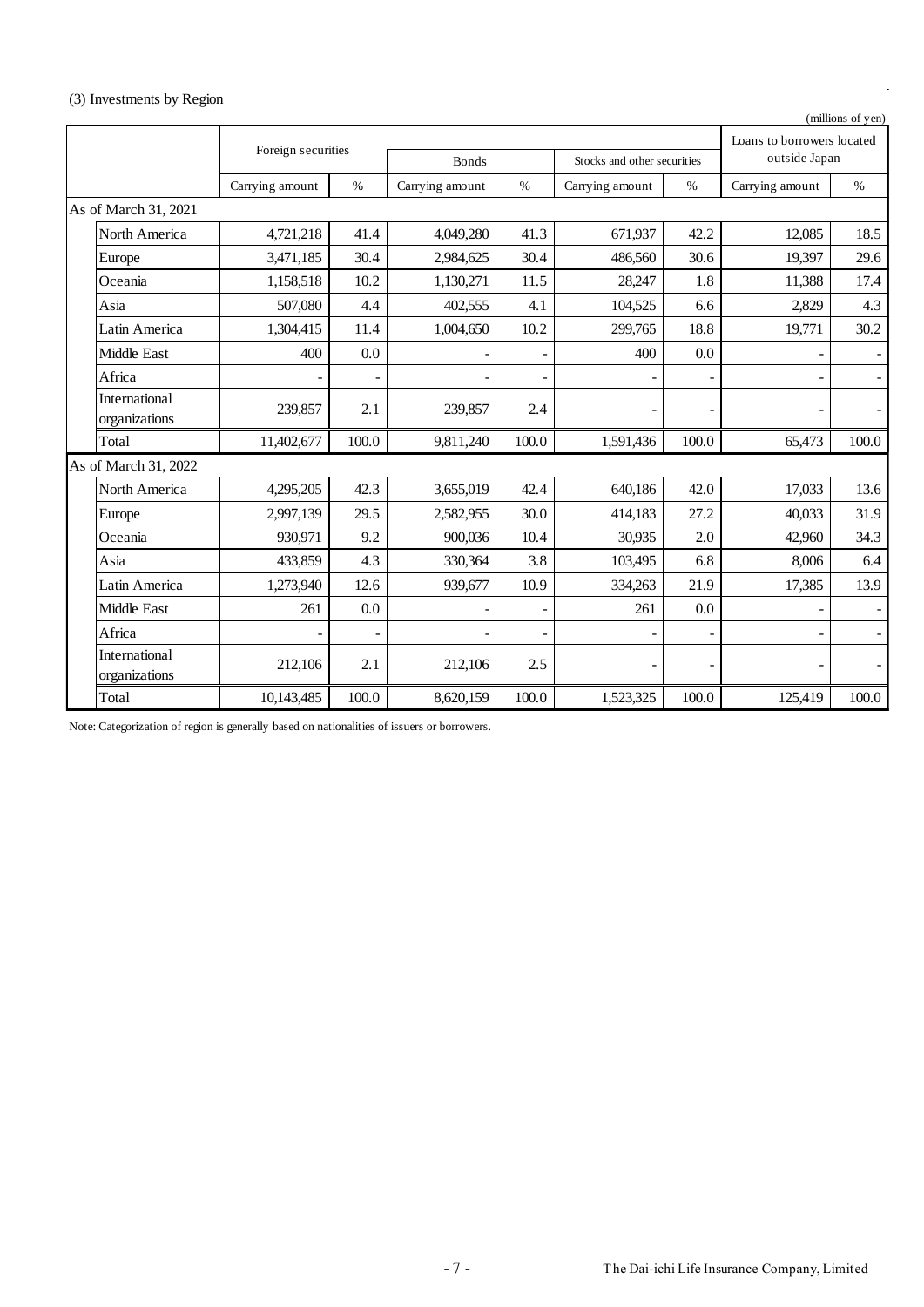### (3) Investments by Region

(millions of yen)

| | Foreign securities | | Bonds | | Stocks and other securities | | Loans to borrowers located outside Japan | |
|---|---|---|---|---|---|---|---|---|
| | Carrying amount | % | Carrying amount | % | Carrying amount | % | Carrying amount | % |
| **As of March 31, 2021** | | | | | | | | |
| North America | 4,721,218 | 41.4 | 4,049,280 | 41.3 | 671,937 | 42.2 | 12,085 | 18.5 |
| Europe | 3,471,185 | 30.4 | 2,984,625 | 30.4 | 486,560 | 30.6 | 19,397 | 29.6 |
| Oceania | 1,158,518 | 10.2 | 1,130,271 | 11.5 | 28,247 | 1.8 | 11,388 | 17.4 |
| Asia | 507,080 | 4.4 | 402,555 | 4.1 | 104,525 | 6.6 | 2,829 | 4.3 |
| Latin America | 1,304,415 | 11.4 | 1,004,650 | 10.2 | 299,765 | 18.8 | 19,771 | 30.2 |
| Middle East | 400 | 0.0 | - | - | 400 | 0.0 | - | - |
| Africa | - | - | - | - | - | - | - | - |
| International organizations | 239,857 | 2.1 | 239,857 | 2.4 | - | - | - | - |
| Total | 11,402,677 | 100.0 | 9,811,240 | 100.0 | 1,591,436 | 100.0 | 65,473 | 100.0 |
| **As of March 31, 2022** | | | | | | | | |
| North America | 4,295,205 | 42.3 | 3,655,019 | 42.4 | 640,186 | 42.0 | 17,033 | 13.6 |
| Europe | 2,997,139 | 29.5 | 2,582,955 | 30.0 | 414,183 | 27.2 | 40,033 | 31.9 |
| Oceania | 930,971 | 9.2 | 900,036 | 10.4 | 30,935 | 2.0 | 42,960 | 34.3 |
| Asia | 433,859 | 4.3 | 330,364 | 3.8 | 103,495 | 6.8 | 8,006 | 6.4 |
| Latin America | 1,273,940 | 12.6 | 939,677 | 10.9 | 334,263 | 21.9 | 17,385 | 13.9 |
| Middle East | 261 | 0.0 | - | - | 261 | 0.0 | - | - |
| Africa | - | - | - | - | - | - | - | - |
| International organizations | 212,106 | 2.1 | 212,106 | 2.5 | - | - | - | - |
| Total | 10,143,485 | 100.0 | 8,620,159 | 100.0 | 1,523,325 | 100.0 | 125,419 | 100.0 |

Note: Categorization of region is generally based on nationalities of issuers or borrowers.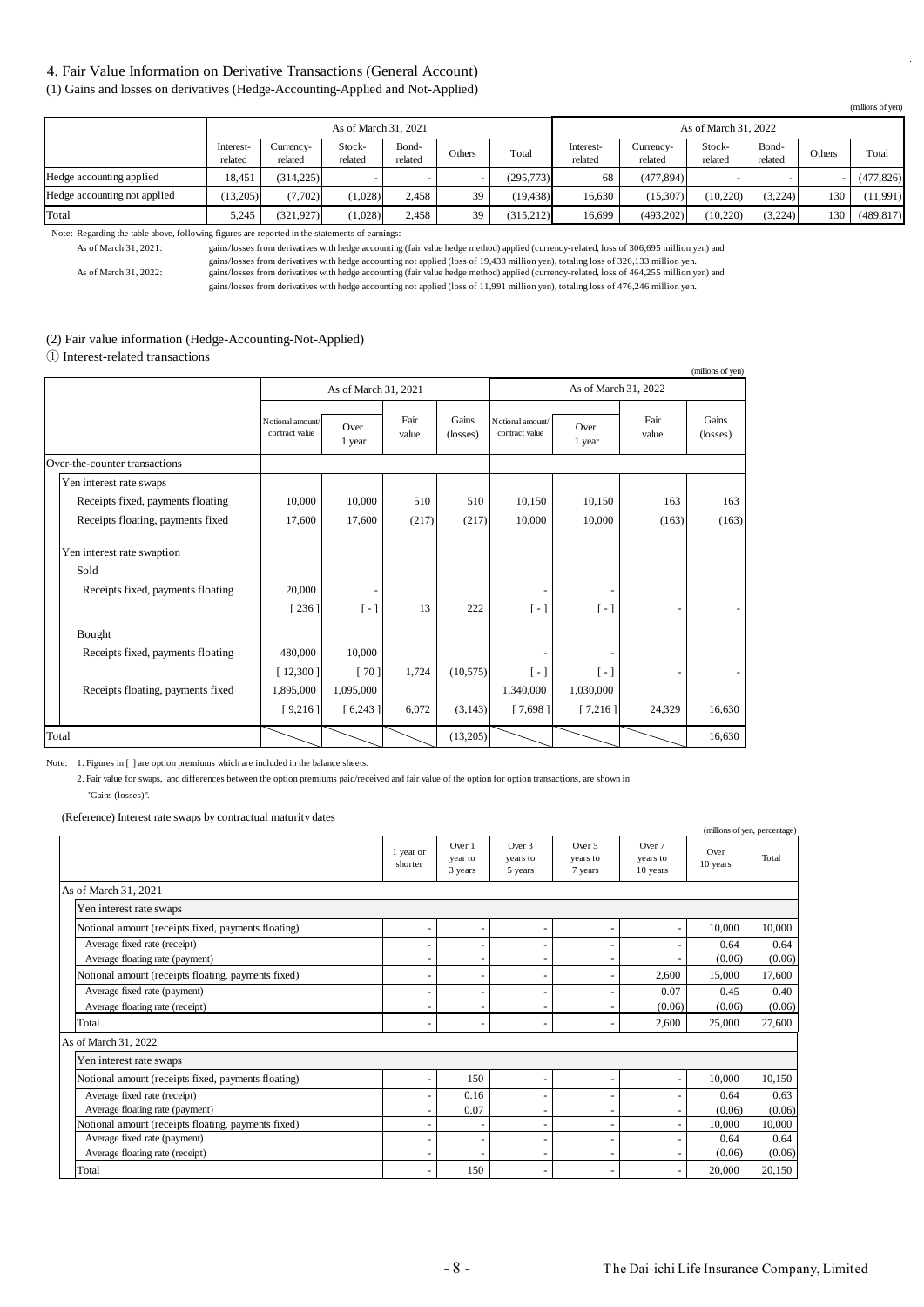## 4. Fair Value Information on Derivative Transactions (General Account)

### (1) Gains and losses on derivatives (Hedge-Accounting-Applied and Not-Applied)

(millions of yen)

| | As of March 31, 2021 | | | | | | As of March 31, 2022 | | | | | |
|---|---|---|---|---|---|---|---|---|---|---|---|---|
| | Interest-related | Currency-related | Stock-related | Bond-related | Others | Total | Interest-related | Currency-related | Stock-related | Bond-related | Others | Total |
| Hedge accounting applied | 18,451 | (314,225) | - | - | - | (295,773) | 68 | (477,894) | - | - | - | (477,826) |
| Hedge accounting not applied | (13,205) | (7,702) | (1,028) | 2,458 | 39 | (19,438) | 16,630 | (15,307) | (10,220) | (3,224) | 130 | (11,991) |
| Total | 5,245 | (321,927) | (1,028) | 2,458 | 39 | (315,212) | 16,699 | (493,202) | (10,220) | (3,224) | 130 | (489,817) |

Note: Regarding the table above, following figures are reported in the statements of earnings:

As of March 31, 2021: gains/losses from derivatives with hedge accounting (fair value hedge method) applied (currency-related, loss of 306,695 million yen) and gains/losses from derivatives with hedge accounting not applied (loss of 19,438 million yen), totaling loss of 326,133 million yen.

As of March 31, 2022: gains/losses from derivatives with hedge accounting (fair value hedge method) applied (currency-related, loss of 464,255 million yen) and gains/losses from derivatives with hedge accounting not applied (loss of 11,991 million yen), totaling loss of 476,246 million yen.

### (2) Fair value information (Hedge-Accounting-Not-Applied)

① Interest-related transactions

(millions of yen)

| | As of March 31, 2021 | | | | As of March 31, 2022 | | | |
|---|---|---|---|---|---|---|---|---|
| | Notional amount/ contract value | Over 1 year | Fair value | Gains (losses) | Notional amount/ contract value | Over 1 year | Fair value | Gains (losses) |
| Over-the-counter transactions | | | | | | | | |
| Yen interest rate swaps | | | | | | | | |
| Receipts fixed, payments floating | 10,000 | 10,000 | 510 | 510 | 10,150 | 10,150 | 163 | 163 |
| Receipts floating, payments fixed | 17,600 | 17,600 | (217) | (217) | 10,000 | 10,000 | (163) | (163) |
| Yen interest rate swaption | | | | | | | | |
| Sold | | | | | | | | |
| Receipts fixed, payments floating | 20,000 | - | | | - | - | | |
| | [ 236 ] | [ - ] | 13 | 222 | [ - ] | [ - ] | - | - |
| Bought | | | | | | | | |
| Receipts fixed, payments floating | 480,000 | 10,000 | | | - | - | | |
| | [ 12,300 ] | [ 70 ] | 1,724 | (10,575) | [ - ] | [ - ] | - | - |
| Receipts floating, payments fixed | 1,895,000 | 1,095,000 | | | 1,340,000 | 1,030,000 | | |
| | [ 9,216 ] | [ 6,243 ] | 6,072 | (3,143) | [ 7,698 ] | [ 7,216 ] | 24,329 | 16,630 |
| Total | | | | (13,205) | | | | 16,630 |

Note: 1. Figures in [ ] are option premiums which are included in the balance sheets.

2. Fair value for swaps, and differences between the option premiums paid/received and fair value of the option for option transactions, are shown in "Gains (losses)".

(Reference) Interest rate swaps by contractual maturity dates

(millions of yen, percentage)

| | 1 year or shorter | Over 1 year to 3 years | Over 3 years to 5 years | Over 5 years to 7 years | Over 7 years to 10 years | Over 10 years | Total |
|---|---|---|---|---|---|---|---|
| As of March 31, 2021 | | | | | | | |
| Yen interest rate swaps | | | | | | | |
| Notional amount (receipts fixed, payments floating) | - | - | - | - | - | 10,000 | 10,000 |
| Average fixed rate (receipt) | - | - | - | - | - | 0.64 | 0.64 |
| Average floating rate (payment) | - | - | - | - | - | (0.06) | (0.06) |
| Notional amount (receipts floating, payments fixed) | - | - | - | - | 2,600 | 15,000 | 17,600 |
| Average fixed rate (payment) | - | - | - | - | 0.07 | 0.45 | 0.40 |
| Average floating rate (receipt) | - | - | - | - | (0.06) | (0.06) | (0.06) |
| Total | - | - | - | - | 2,600 | 25,000 | 27,600 |
| As of March 31, 2022 | | | | | | | |
| Yen interest rate swaps | | | | | | | |
| Notional amount (receipts fixed, payments floating) | - | 150 | - | - | - | 10,000 | 10,150 |
| Average fixed rate (receipt) | - | 0.16 | - | - | - | 0.64 | 0.63 |
| Average floating rate (payment) | - | 0.07 | - | - | - | (0.06) | (0.06) |
| Notional amount (receipts floating, payments fixed) | - | - | - | - | - | 10,000 | 10,000 |
| Average fixed rate (payment) | - | - | - | - | - | 0.64 | 0.64 |
| Average floating rate (receipt) | - | - | - | - | - | (0.06) | (0.06) |
| Total | - | 150 | - | - | - | 20,000 | 20,150 |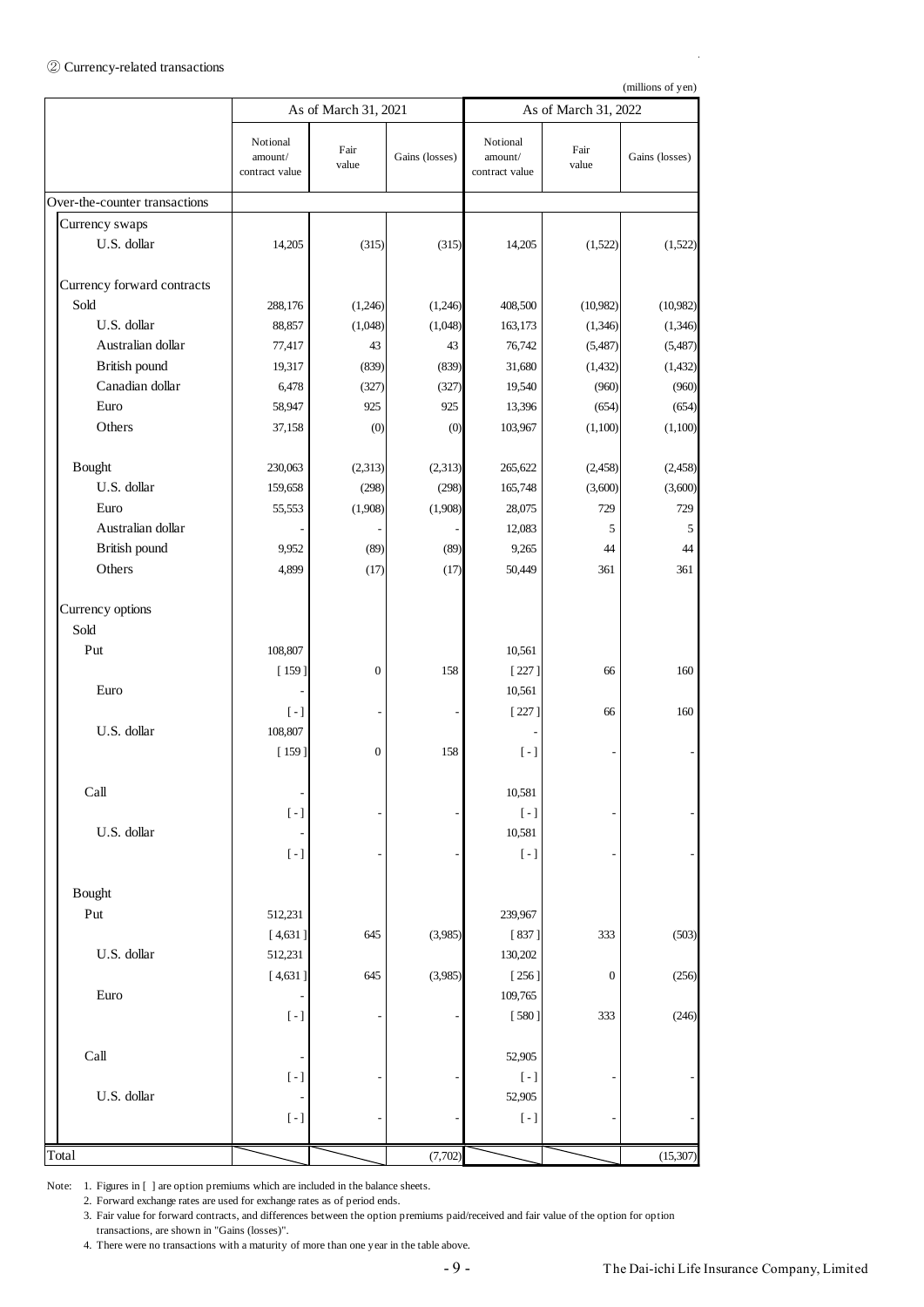② Currency-related transactions

(millions of yen)

| | As of March 31, 2021 | | | As of March 31, 2022 | | |
|---|---|---|---|---|---|---|
| | Notional amount/ contract value | Fair value | Gains (losses) | Notional amount/ contract value | Fair value | Gains (losses) |
| Over-the-counter transactions | | | | | | |
| Currency swaps | | | | | | |
| U.S. dollar | 14,205 | (315) | (315) | 14,205 | (1,522) | (1,522) |
| Currency forward contracts | | | | | | |
| Sold | 288,176 | (1,246) | (1,246) | 408,500 | (10,982) | (10,982) |
| U.S. dollar | 88,857 | (1,048) | (1,048) | 163,173 | (1,346) | (1,346) |
| Australian dollar | 77,417 | 43 | 43 | 76,742 | (5,487) | (5,487) |
| British pound | 19,317 | (839) | (839) | 31,680 | (1,432) | (1,432) |
| Canadian dollar | 6,478 | (327) | (327) | 19,540 | (960) | (960) |
| Euro | 58,947 | 925 | 925 | 13,396 | (654) | (654) |
| Others | 37,158 | (0) | (0) | 103,967 | (1,100) | (1,100) |
| Bought | 230,063 | (2,313) | (2,313) | 265,622 | (2,458) | (2,458) |
| U.S. dollar | 159,658 | (298) | (298) | 165,748 | (3,600) | (3,600) |
| Euro | 55,553 | (1,908) | (1,908) | 28,075 | 729 | 729 |
| Australian dollar | - | - | - | 12,083 | 5 | 5 |
| British pound | 9,952 | (89) | (89) | 9,265 | 44 | 44 |
| Others | 4,899 | (17) | (17) | 50,449 | 361 | 361 |
| Currency options | | | | | | |
| Sold | | | | | | |
| Put | 108,807 | | | 10,561 | | |
| | [ 159 ] | 0 | 158 | [ 227 ] | 66 | 160 |
| Euro | - | | | 10,561 | | |
| | [ - ] | - | - | [ 227 ] | 66 | 160 |
| U.S. dollar | 108,807 | | | - | | |
| | [ 159 ] | 0 | 158 | [ - ] | - | - |
| Call | - | | | 10,581 | | |
| | [ - ] | - | - | [ - ] | - | - |
| U.S. dollar | - | | | 10,581 | | |
| | [ - ] | - | - | [ - ] | - | - |
| Bought | | | | | | |
| Put | 512,231 | | | 239,967 | | |
| | [ 4,631 ] | 645 | (3,985) | [ 837 ] | 333 | (503) |
| U.S. dollar | 512,231 | | | 130,202 | | |
| | [ 4,631 ] | 645 | (3,985) | [ 256 ] | 0 | (256) |
| Euro | - | | | 109,765 | | |
| | [ - ] | - | - | [ 580 ] | 333 | (246) |
| Call | - | | | 52,905 | | |
| | [ - ] | - | - | [ - ] | - | - |
| U.S. dollar | - | | | 52,905 | | |
| | [ - ] | - | - | [ - ] | - | - |
| Total | | | (7,702) | | | (15,307) |

Note: 1. Figures in [ ] are option premiums which are included in the balance sheets.

2. Forward exchange rates are used for exchange rates as of period ends.

3. Fair value for forward contracts, and differences between the option premiums paid/received and fair value of the option for option transactions, are shown in "Gains (losses)".

4. There were no transactions with a maturity of more than one year in the table above.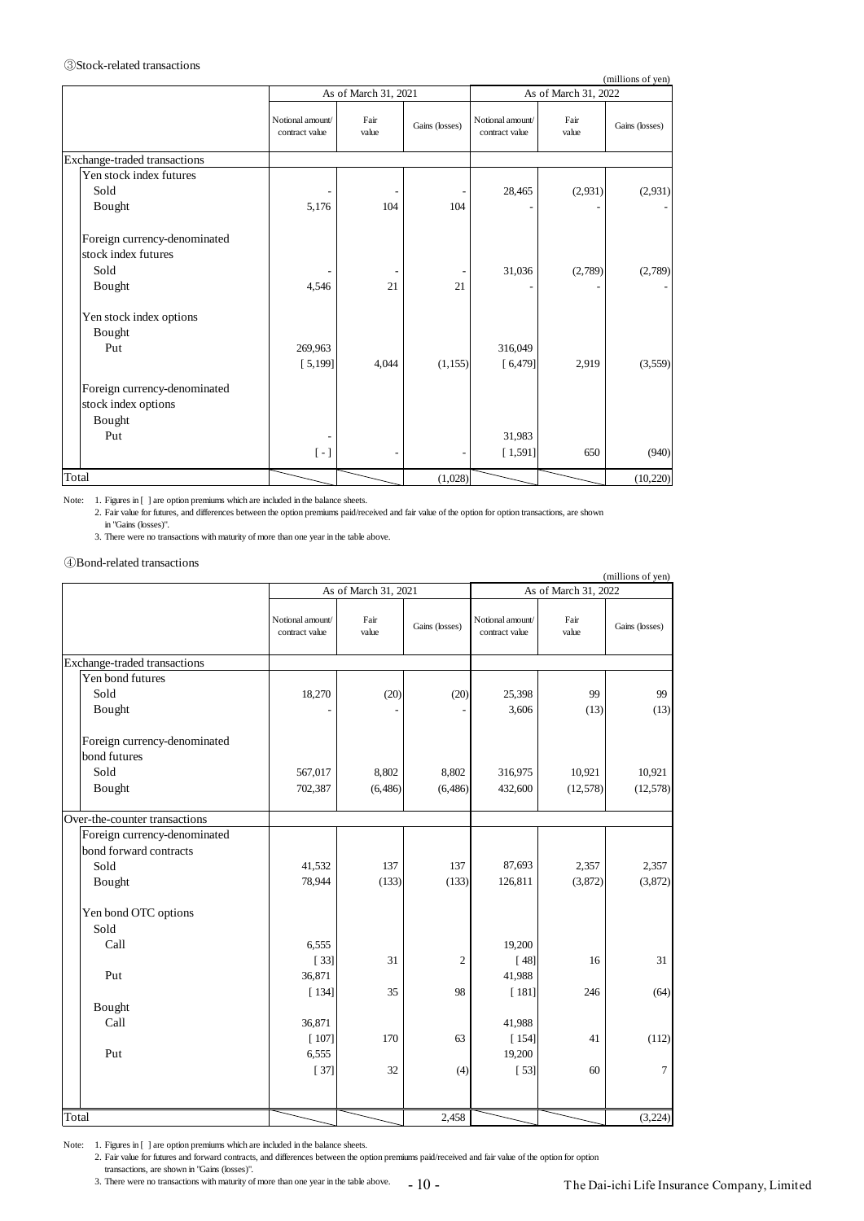③Stock-related transactions

(millions of yen)

| | As of March 31, 2021 | | | As of March 31, 2022 | | |
|---|---|---|---|---|---|---|
| | Notional amount/ contract value | Fair value | Gains (losses) | Notional amount/ contract value | Fair value | Gains (losses) |
| Exchange-traded transactions | | | | | | |
| Yen stock index futures | | | | | | |
| Sold | - | - | - | 28,465 | (2,931) | (2,931) |
| Bought | 5,176 | 104 | 104 | - | - | - |
| Foreign currency-denominated stock index futures | | | | | | |
| Sold | - | - | - | 31,036 | (2,789) | (2,789) |
| Bought | 4,546 | 21 | 21 | - | - | - |
| Yen stock index options | | | | | | |
| Bought | | | | | | |
| Put | 269,963 | | | 316,049 | | |
| | [ 5,199] | 4,044 | (1,155) | [ 6,479] | 2,919 | (3,559) |
| Foreign currency-denominated stock index options | | | | | | |
| Bought | | | | | | |
| Put | - | | | 31,983 | | |
| | [ - ] | - | - | [ 1,591] | 650 | (940) |
| Total | | | (1,028) | | | (10,220) |

Note: 1. Figures in [ ] are option premiums which are included in the balance sheets.
2. Fair value for futures, and differences between the option premiums paid/received and fair value of the option for option transactions, are shown in "Gains (losses)".
3. There were no transactions with maturity of more than one year in the table above.

④Bond-related transactions

(millions of yen)

| | As of March 31, 2021 | | | As of March 31, 2022 | | |
|---|---|---|---|---|---|---|
| | Notional amount/ contract value | Fair value | Gains (losses) | Notional amount/ contract value | Fair value | Gains (losses) |
| Exchange-traded transactions | | | | | | |
| Yen bond futures | | | | | | |
| Sold | 18,270 | (20) | (20) | 25,398 | 99 | 99 |
| Bought | - | - | - | 3,606 | (13) | (13) |
| Foreign currency-denominated bond futures | | | | | | |
| Sold | 567,017 | 8,802 | 8,802 | 316,975 | 10,921 | 10,921 |
| Bought | 702,387 | (6,486) | (6,486) | 432,600 | (12,578) | (12,578) |
| Over-the-counter transactions | | | | | | |
| Foreign currency-denominated bond forward contracts | | | | | | |
| Sold | 41,532 | 137 | 137 | 87,693 | 2,357 | 2,357 |
| Bought | 78,944 | (133) | (133) | 126,811 | (3,872) | (3,872) |
| Yen bond OTC options | | | | | | |
| Sold | | | | | | |
| Call | 6,555 | | | 19,200 | | |
| | [ 33] | 31 | 2 | [ 48] | 16 | 31 |
| Put | 36,871 | | | 41,988 | | |
| | [ 134] | 35 | 98 | [ 181] | 246 | (64) |
| Bought | | | | | | |
| Call | 36,871 | | | 41,988 | | |
| | [ 107] | 170 | 63 | [ 154] | 41 | (112) |
| Put | 6,555 | | | 19,200 | | |
| | [ 37] | 32 | (4) | [ 53] | 60 | 7 |
| Total | | | 2,458 | | | (3,224) |

Note: 1. Figures in [ ] are option premiums which are included in the balance sheets.
2. Fair value for futures and forward contracts, and differences between the option premiums paid/received and fair value of the option for option transactions, are shown in "Gains (losses)".
3. There were no transactions with maturity of more than one year in the table above.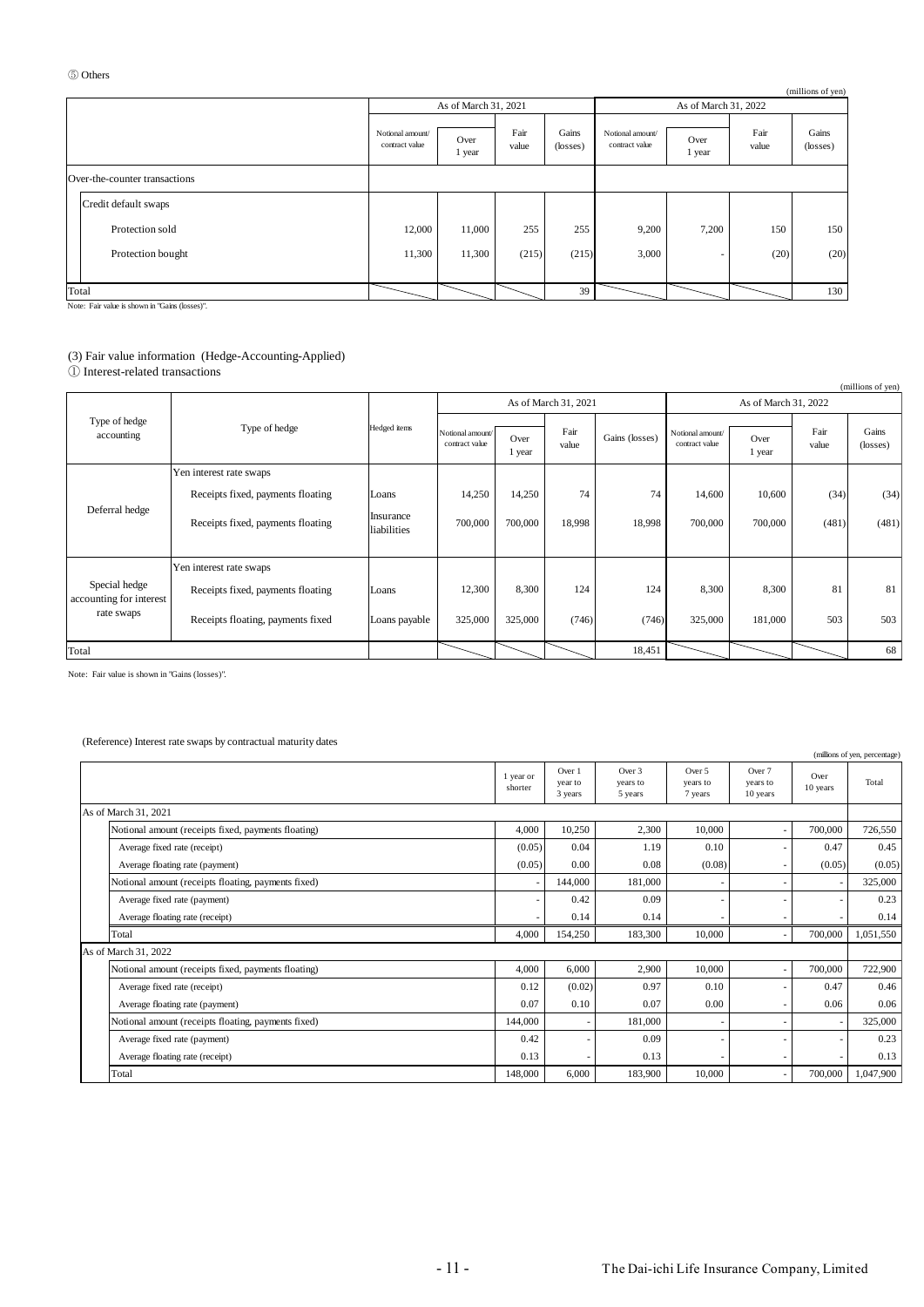⑤ Others

(millions of yen)

| | As of March 31, 2021 | | | | As of March 31, 2022 | | | |
|---|---|---|---|---|---|---|---|---|
| | Notional amount/ contract value | Over 1 year | Fair value | Gains (losses) | Notional amount/ contract value | Over 1 year | Fair value | Gains (losses) |
| Over-the-counter transactions | | | | | | | | |
| Credit default swaps | | | | | | | | |
| Protection sold | 12,000 | 11,000 | 255 | 255 | 9,200 | 7,200 | 150 | 150 |
| Protection bought | 11,300 | 11,300 | (215) | (215) | 3,000 | - | (20) | (20) |
| Total | | | | 39 | | | | 130 |

Note: Fair value is shown in "Gains (losses)".

(3) Fair value information (Hedge-Accounting-Applied)

① Interest-related transactions

(millions of yen)

| Type of hedge accounting | Type of hedge | Hedged items | As of March 31, 2021 | | | | As of March 31, 2022 | | | |
|---|---|---|---|---|---|---|---|---|---|---|
| | | | Notional amount/ contract value | Over 1 year | Fair value | Gains (losses) | Notional amount/ contract value | Over 1 year | Fair value | Gains (losses) |
| Deferral hedge | Yen interest rate swaps | | | | | | | | | |
| | Receipts fixed, payments floating | Loans | 14,250 | 14,250 | 74 | 74 | 14,600 | 10,600 | (34) | (34) |
| | Receipts fixed, payments floating | Insurance liabilities | 700,000 | 700,000 | 18,998 | 18,998 | 700,000 | 700,000 | (481) | (481) |
| Special hedge accounting for interest rate swaps | Yen interest rate swaps | | | | | | | | | |
| | Receipts fixed, payments floating | Loans | 12,300 | 8,300 | 124 | 124 | 8,300 | 8,300 | 81 | 81 |
| | Receipts floating, payments fixed | Loans payable | 325,000 | 325,000 | (746) | (746) | 325,000 | 181,000 | 503 | 503 |
| Total | | | | | | 18,451 | | | | 68 |

Note: Fair value is shown in "Gains (losses)".

(Reference) Interest rate swaps by contractual maturity dates

(millions of yen, percentage)

| | 1 year or shorter | Over 1 year to 3 years | Over 3 years to 5 years | Over 5 years to 7 years | Over 7 years to 10 years | Over 10 years | Total |
|---|---|---|---|---|---|---|---|
| As of March 31, 2021 | | | | | | | |
| Notional amount (receipts fixed, payments floating) | 4,000 | 10,250 | 2,300 | 10,000 | - | 700,000 | 726,550 |
| Average fixed rate (receipt) | (0.05) | 0.04 | 1.19 | 0.10 | - | 0.47 | 0.45 |
| Average floating rate (payment) | (0.05) | 0.00 | 0.08 | (0.08) | - | (0.05) | (0.05) |
| Notional amount (receipts floating, payments fixed) | - | 144,000 | 181,000 | - | - | - | 325,000 |
| Average fixed rate (payment) | - | 0.42 | 0.09 | - | - | - | 0.23 |
| Average floating rate (receipt) | - | 0.14 | 0.14 | - | - | - | 0.14 |
| Total | 4,000 | 154,250 | 183,300 | 10,000 | - | 700,000 | 1,051,550 |
| As of March 31, 2022 | | | | | | | |
| Notional amount (receipts fixed, payments floating) | 4,000 | 6,000 | 2,900 | 10,000 | - | 700,000 | 722,900 |
| Average fixed rate (receipt) | 0.12 | (0.02) | 0.97 | 0.10 | - | 0.47 | 0.46 |
| Average floating rate (payment) | 0.07 | 0.10 | 0.07 | 0.00 | - | 0.06 | 0.06 |
| Notional amount (receipts floating, payments fixed) | 144,000 | - | 181,000 | - | - | - | 325,000 |
| Average fixed rate (payment) | 0.42 | - | 0.09 | - | - | - | 0.23 |
| Average floating rate (receipt) | 0.13 | - | 0.13 | - | - | - | 0.13 |
| Total | 148,000 | 6,000 | 183,900 | 10,000 | - | 700,000 | 1,047,900 |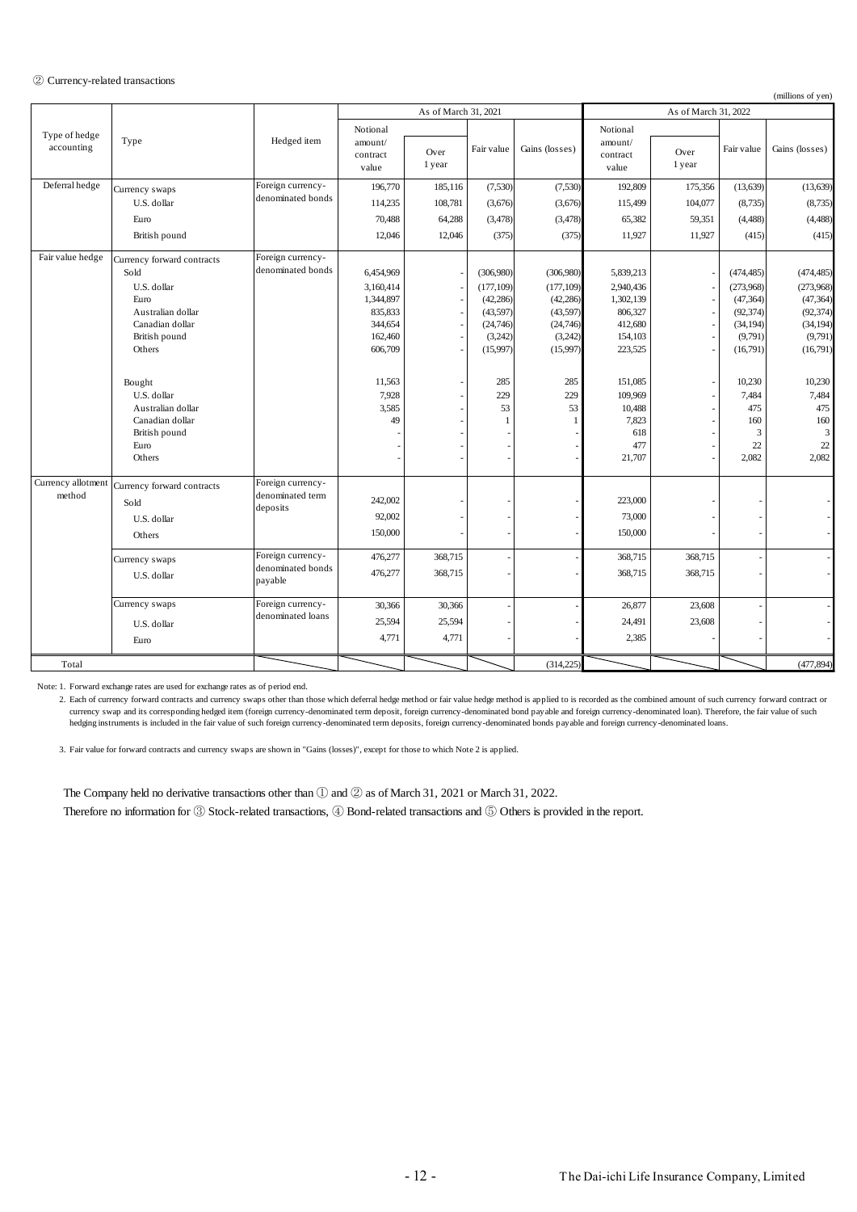② Currency-related transactions

(millions of yen)

| Type of hedge accounting | Type | Hedged item | As of March 31, 2021 | | | | As of March 31, 2022 | | | |
|---|---|---|---|---|---|---|---|---|---|---|
| | | | Notional amount/ contract value | Over 1 year | Fair value | Gains (losses) | Notional amount/ contract value | Over 1 year | Fair value | Gains (losses) |
| Deferral hedge | Currency swaps | Foreign currency-denominated bonds | 196,770 | 185,116 | (7,530) | (7,530) | 192,809 | 175,356 | (13,639) | (13,639) |
| | U.S. dollar | | 114,235 | 108,781 | (3,676) | (3,676) | 115,499 | 104,077 | (8,735) | (8,735) |
| | Euro | | 70,488 | 64,288 | (3,478) | (3,478) | 65,382 | 59,351 | (4,488) | (4,488) |
| | British pound | | 12,046 | 12,046 | (375) | (375) | 11,927 | 11,927 | (415) | (415) |
| Fair value hedge | Currency forward contracts | Foreign currency-denominated bonds | | | | | | | | |
| | Sold | | 6,454,969 | - | (306,980) | (306,980) | 5,839,213 | - | (474,485) | (474,485) |
| | U.S. dollar | | 3,160,414 | - | (177,109) | (177,109) | 2,940,436 | - | (273,968) | (273,968) |
| | Euro | | 1,344,897 | - | (42,286) | (42,286) | 1,302,139 | - | (47,364) | (47,364) |
| | Australian dollar | | 835,833 | - | (43,597) | (43,597) | 806,327 | - | (92,374) | (92,374) |
| | Canadian dollar | | 344,654 | - | (24,746) | (24,746) | 412,680 | - | (34,194) | (34,194) |
| | British pound | | 162,460 | - | (3,242) | (3,242) | 154,103 | - | (9,791) | (9,791) |
| | Others | | 606,709 | - | (15,997) | (15,997) | 223,525 | - | (16,791) | (16,791) |
| | Bought | | 11,563 | - | 285 | 285 | 151,085 | - | 10,230 | 10,230 |
| | U.S. dollar | | 7,928 | - | 229 | 229 | 109,969 | - | 7,484 | 7,484 |
| | Australian dollar | | 3,585 | - | 53 | 53 | 10,488 | - | 475 | 475 |
| | Canadian dollar | | 49 | - | 1 | 1 | 7,823 | - | 160 | 160 |
| | British pound | | - | - | - | - | 618 | - | 3 | 3 |
| | Euro | | - | - | - | - | 477 | - | 22 | 22 |
| | Others | | - | - | - | - | 21,707 | - | 2,082 | 2,082 |
| Currency allotment method | Currency forward contracts | Foreign currency-denominated term deposits | | | | | | | | |
| | Sold | | 242,002 | - | - | - | 223,000 | - | - | - |
| | U.S. dollar | | 92,002 | - | - | - | 73,000 | - | - | - |
| | Others | | 150,000 | - | - | - | 150,000 | - | - | - |
| | Currency swaps | Foreign currency-denominated bonds payable | 476,277 | 368,715 | - | - | 368,715 | 368,715 | - | - |
| | U.S. dollar | | 476,277 | 368,715 | - | - | 368,715 | 368,715 | - | - |
| | Currency swaps | Foreign currency-denominated loans | 30,366 | 30,366 | - | - | 26,877 | 23,608 | - | - |
| | U.S. dollar | | 25,594 | 25,594 | - | - | 24,491 | 23,608 | - | - |
| | Euro | | 4,771 | 4,771 | - | - | 2,385 | - | - | - |
| Total | | | | | | (314,225) | | | | (477,894) |

Note: 1. Forward exchange rates are used for exchange rates as of period end.

2. Each of currency forward contracts and currency swaps other than those which deferral hedge method or fair value hedge method is applied to is recorded as the combined amount of such currency forward contract or currency swap and its corresponding hedged item (foreign currency-denominated term deposit, foreign currency-denominated bond payable and foreign currency-denominated loan). Therefore, the fair value of such hedging instruments is included in the fair value of such foreign currency-denominated term deposits, foreign currency-denominated bonds payable and foreign currency-denominated loans.

3. Fair value for forward contracts and currency swaps are shown in "Gains (losses)", except for those to which Note 2 is applied.

The Company held no derivative transactions other than ① and ② as of March 31, 2021 or March 31, 2022.

Therefore no information for ③ Stock-related transactions, ④ Bond-related transactions and ⑤ Others is provided in the report.